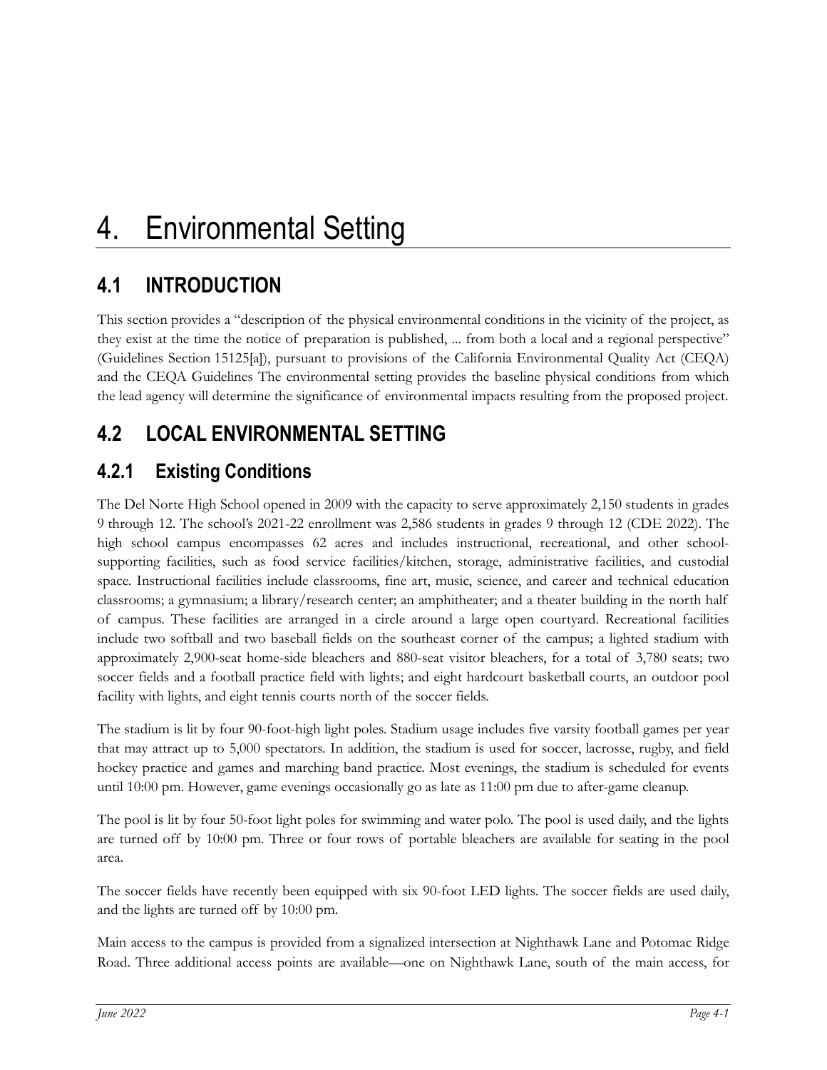# 4. Environmental Setting

## 4.1 INTRODUCTION

This section provides a "description of the physical environmental conditions in the vicinity of the project, as they exist at the time the notice of preparation is published, ... from both a local and a regional perspective" (Guidelines Section 15125[a]), pursuant to provisions of the California Environmental Quality Act (CEQA) and the CEQA Guidelines The environmental setting provides the baseline physical conditions from which the lead agency will determine the significance of environmental impacts resulting from the proposed project.

## 4.2 LOCAL ENVIRONMENTAL SETTING

### 4.2.1 Existing Conditions

The Del Norte High School opened in 2009 with the capacity to serve approximately 2,150 students in grades 9 through 12. The school's 2021-22 enrollment was 2,586 students in grades 9 through 12 (CDE 2022). The high school campus encompasses 62 acres and includes instructional, recreational, and other school-supporting facilities, such as food service facilities/kitchen, storage, administrative facilities, and custodial space. Instructional facilities include classrooms, fine art, music, science, and career and technical education classrooms; a gymnasium; a library/research center; an amphitheater; and a theater building in the north half of campus. These facilities are arranged in a circle around a large open courtyard. Recreational facilities include two softball and two baseball fields on the southeast corner of the campus; a lighted stadium with approximately 2,900-seat home-side bleachers and 880-seat visitor bleachers, for a total of 3,780 seats; two soccer fields and a football practice field with lights; and eight hardcourt basketball courts, an outdoor pool facility with lights, and eight tennis courts north of the soccer fields.

The stadium is lit by four 90-foot-high light poles. Stadium usage includes five varsity football games per year that may attract up to 5,000 spectators. In addition, the stadium is used for soccer, lacrosse, rugby, and field hockey practice and games and marching band practice. Most evenings, the stadium is scheduled for events until 10:00 pm. However, game evenings occasionally go as late as 11:00 pm due to after-game cleanup.

The pool is lit by four 50-foot light poles for swimming and water polo. The pool is used daily, and the lights are turned off by 10:00 pm. Three or four rows of portable bleachers are available for seating in the pool area.

The soccer fields have recently been equipped with six 90-foot LED lights. The soccer fields are used daily, and the lights are turned off by 10:00 pm.

Main access to the campus is provided from a signalized intersection at Nighthawk Lane and Potomac Ridge Road. Three additional access points are available—one on Nighthawk Lane, south of the main access, for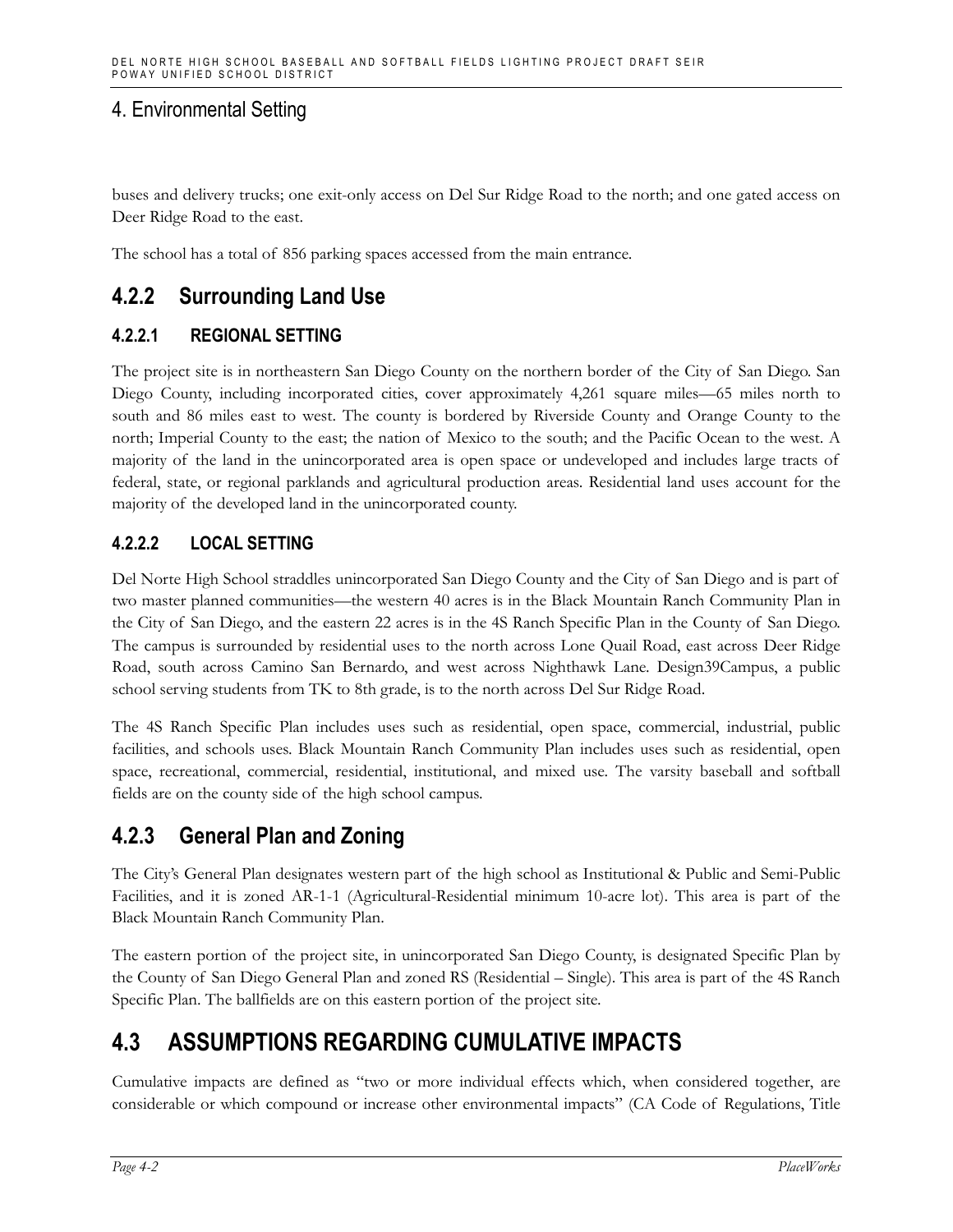buses and delivery trucks; one exit-only access on Del Sur Ridge Road to the north; and one gated access on Deer Ridge Road to the east.

The school has a total of 856 parking spaces accessed from the main entrance.

## 4.2.2 Surrounding Land Use

### 4.2.2.1 REGIONAL SETTING

The project site is in northeastern San Diego County on the northern border of the City of San Diego. San Diego County, including incorporated cities, cover approximately 4,261 square miles—65 miles north to south and 86 miles east to west. The county is bordered by Riverside County and Orange County to the north; Imperial County to the east; the nation of Mexico to the south; and the Pacific Ocean to the west. A majority of the land in the unincorporated area is open space or undeveloped and includes large tracts of federal, state, or regional parklands and agricultural production areas. Residential land uses account for the majority of the developed land in the unincorporated county.

### 4.2.2.2 LOCAL SETTING

Del Norte High School straddles unincorporated San Diego County and the City of San Diego and is part of two master planned communities—the western 40 acres is in the Black Mountain Ranch Community Plan in the City of San Diego, and the eastern 22 acres is in the 4S Ranch Specific Plan in the County of San Diego. The campus is surrounded by residential uses to the north across Lone Quail Road, east across Deer Ridge Road, south across Camino San Bernardo, and west across Nighthawk Lane. Design39Campus, a public school serving students from TK to 8th grade, is to the north across Del Sur Ridge Road.

The 4S Ranch Specific Plan includes uses such as residential, open space, commercial, industrial, public facilities, and schools uses. Black Mountain Ranch Community Plan includes uses such as residential, open space, recreational, commercial, residential, institutional, and mixed use. The varsity baseball and softball fields are on the county side of the high school campus.

## 4.2.3 General Plan and Zoning

The City's General Plan designates western part of the high school as Institutional & Public and Semi-Public Facilities, and it is zoned AR-1-1 (Agricultural-Residential minimum 10-acre lot). This area is part of the Black Mountain Ranch Community Plan.

The eastern portion of the project site, in unincorporated San Diego County, is designated Specific Plan by the County of San Diego General Plan and zoned RS (Residential – Single). This area is part of the 4S Ranch Specific Plan. The ballfields are on this eastern portion of the project site.

# 4.3 ASSUMPTIONS REGARDING CUMULATIVE IMPACTS

Cumulative impacts are defined as "two or more individual effects which, when considered together, are considerable or which compound or increase other environmental impacts" (CA Code of Regulations, Title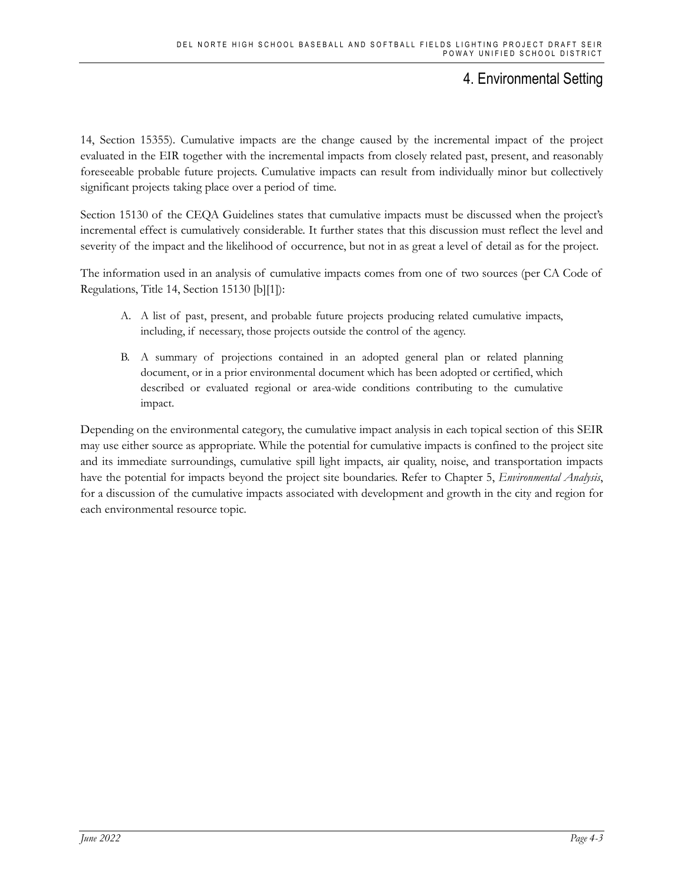14, Section 15355). Cumulative impacts are the change caused by the incremental impact of the project evaluated in the EIR together with the incremental impacts from closely related past, present, and reasonably foreseeable probable future projects. Cumulative impacts can result from individually minor but collectively significant projects taking place over a period of time.

Section 15130 of the CEQA Guidelines states that cumulative impacts must be discussed when the project's incremental effect is cumulatively considerable. It further states that this discussion must reflect the level and severity of the impact and the likelihood of occurrence, but not in as great a level of detail as for the project.

The information used in an analysis of cumulative impacts comes from one of two sources (per CA Code of Regulations, Title 14, Section 15130 [b][1]):

A. A list of past, present, and probable future projects producing related cumulative impacts, including, if necessary, those projects outside the control of the agency.

B. A summary of projections contained in an adopted general plan or related planning document, or in a prior environmental document which has been adopted or certified, which described or evaluated regional or area-wide conditions contributing to the cumulative impact.

Depending on the environmental category, the cumulative impact analysis in each topical section of this SEIR may use either source as appropriate. While the potential for cumulative impacts is confined to the project site and its immediate surroundings, cumulative spill light impacts, air quality, noise, and transportation impacts have the potential for impacts beyond the project site boundaries. Refer to Chapter 5, *Environmental Analysis*, for a discussion of the cumulative impacts associated with development and growth in the city and region for each environmental resource topic.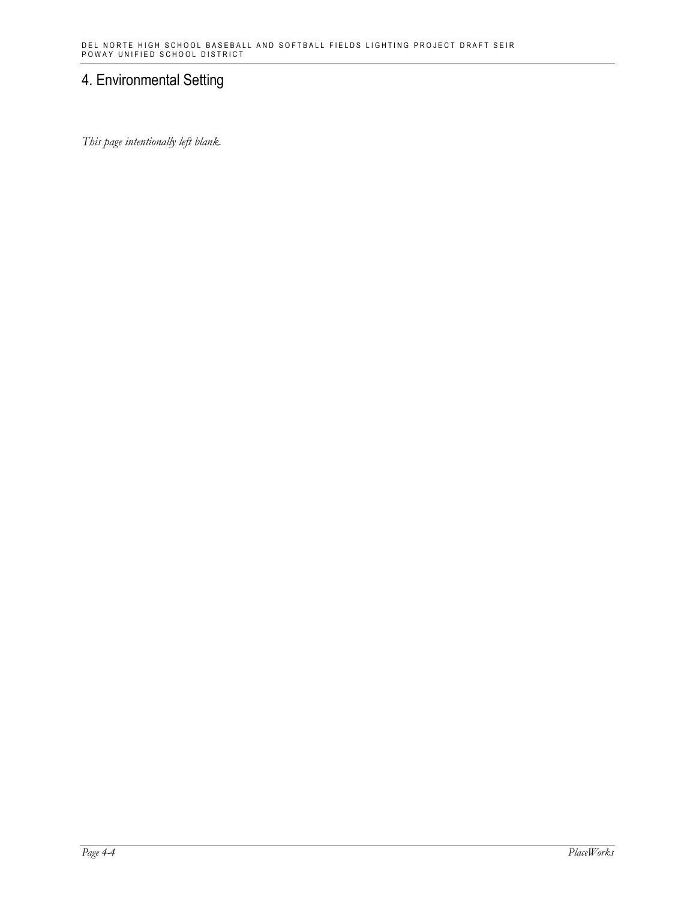# 4. Environmental Setting

*This page intentionally left blank.*